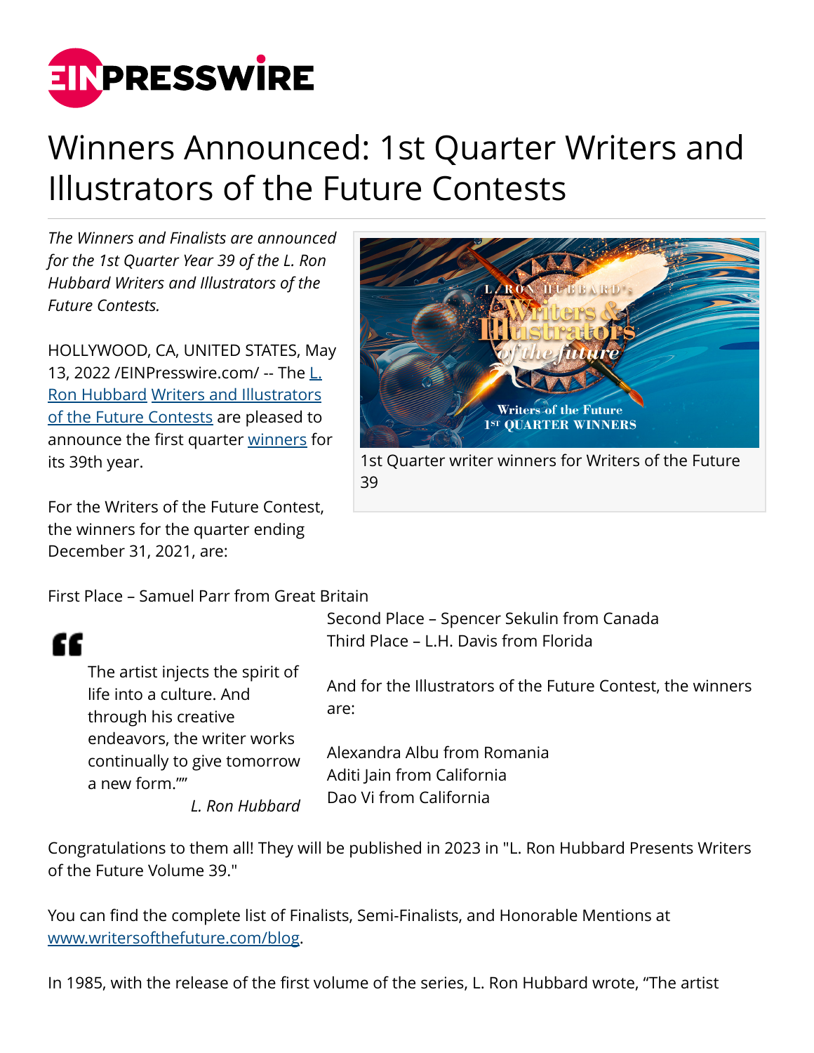# Winners Announced: 1st Quarter Writers and Illustrators of the Future Contests

*The Winners and Finalists are announced for the 1st Quarter Year 39 of the L. Ron Hubbard Writers and Illustrators of the Future Contests.*

HOLLYWOOD, CA, UNITED STATES, May 13, 2022 /EINPresswire.com/ -- The L. Ron Hubbard Writers and Illustrators of the Future Contests are pleased to announce the first quarter winners for its 39th year.

1st Quarter writer winners for Writers of the Future 39

For the Writers of the Future Contest, the winners for the quarter ending December 31, 2021, are:

First Place – Samuel Parr from Great Britain
Second Place – Spencer Sekulin from Canada
Third Place – L.H. Davis from Florida

> The artist injects the spirit of life into a culture. And through his creative endeavors, the writer works continually to give tomorrow a new form.""
>
> *L. Ron Hubbard*

And for the Illustrators of the Future Contest, the winners are:

Alexandra Albu from Romania
Aditi Jain from California
Dao Vi from California

Congratulations to them all! They will be published in 2023 in "L. Ron Hubbard Presents Writers of the Future Volume 39."

You can find the complete list of Finalists, Semi-Finalists, and Honorable Mentions at www.writersofthefuture.com/blog.

In 1985, with the release of the first volume of the series, L. Ron Hubbard wrote, "The artist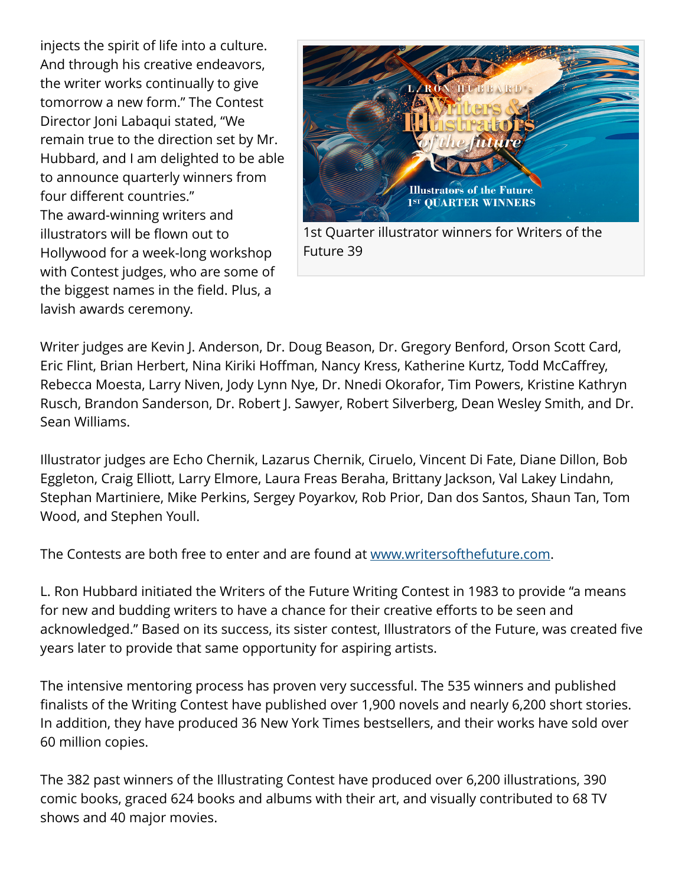injects the spirit of life into a culture. And through his creative endeavors, the writer works continually to give tomorrow a new form." The Contest Director Joni Labaqui stated, "We remain true to the direction set by Mr. Hubbard, and I am delighted to be able to announce quarterly winners from four different countries."

The award-winning writers and illustrators will be flown out to Hollywood for a week-long workshop with Contest judges, who are some of the biggest names in the field. Plus, a lavish awards ceremony.

1st Quarter illustrator winners for Writers of the Future 39

Writer judges are Kevin J. Anderson, Dr. Doug Beason, Dr. Gregory Benford, Orson Scott Card, Eric Flint, Brian Herbert, Nina Kiriki Hoffman, Nancy Kress, Katherine Kurtz, Todd McCaffrey, Rebecca Moesta, Larry Niven, Jody Lynn Nye, Dr. Nnedi Okorafor, Tim Powers, Kristine Kathryn Rusch, Brandon Sanderson, Dr. Robert J. Sawyer, Robert Silverberg, Dean Wesley Smith, and Dr. Sean Williams.

Illustrator judges are Echo Chernik, Lazarus Chernik, Ciruelo, Vincent Di Fate, Diane Dillon, Bob Eggleton, Craig Elliott, Larry Elmore, Laura Freas Beraha, Brittany Jackson, Val Lakey Lindahn, Stephan Martiniere, Mike Perkins, Sergey Poyarkov, Rob Prior, Dan dos Santos, Shaun Tan, Tom Wood, and Stephen Youll.

The Contests are both free to enter and are found at [www.writersofthefuture.com](http://www.writersofthefuture.com).

L. Ron Hubbard initiated the Writers of the Future Writing Contest in 1983 to provide "a means for new and budding writers to have a chance for their creative efforts to be seen and acknowledged." Based on its success, its sister contest, Illustrators of the Future, was created five years later to provide that same opportunity for aspiring artists.

The intensive mentoring process has proven very successful. The 535 winners and published finalists of the Writing Contest have published over 1,900 novels and nearly 6,200 short stories. In addition, they have produced 36 New York Times bestsellers, and their works have sold over 60 million copies.

The 382 past winners of the Illustrating Contest have produced over 6,200 illustrations, 390 comic books, graced 624 books and albums with their art, and visually contributed to 68 TV shows and 40 major movies.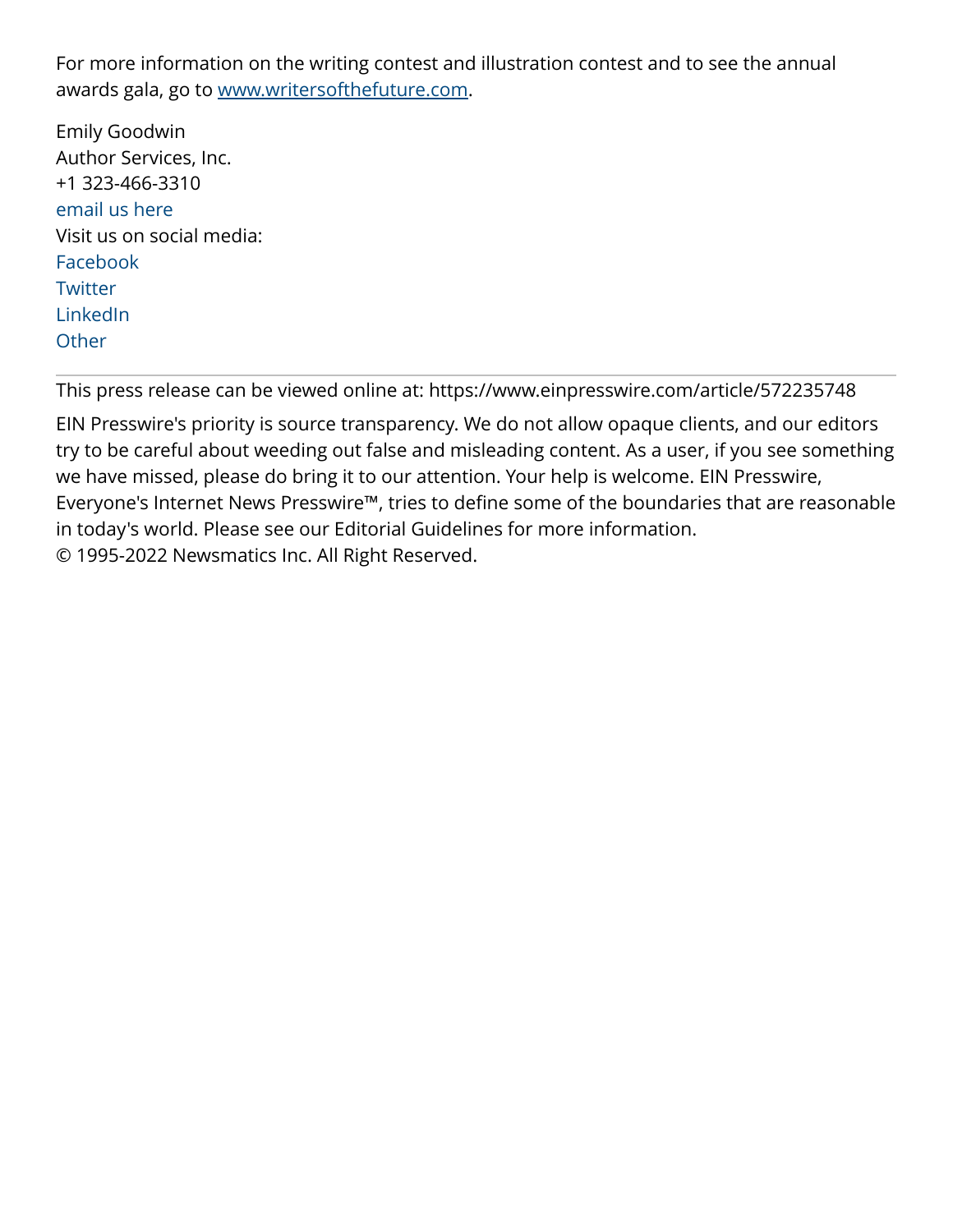For more information on the writing contest and illustration contest and to see the annual awards gala, go to [www.writersofthefuture.com](http://www.writersofthefuture.com).

Emily Goodwin
Author Services, Inc.
+1 323-466-3310
email us here
Visit us on social media:
Facebook
Twitter
LinkedIn
Other

---

This press release can be viewed online at: https://www.einpresswire.com/article/572235748

EIN Presswire's priority is source transparency. We do not allow opaque clients, and our editors try to be careful about weeding out false and misleading content. As a user, if you see something we have missed, please do bring it to our attention. Your help is welcome. EIN Presswire, Everyone's Internet News Presswire™, tries to define some of the boundaries that are reasonable in today's world. Please see our Editorial Guidelines for more information.
© 1995-2022 Newsmatics Inc. All Right Reserved.